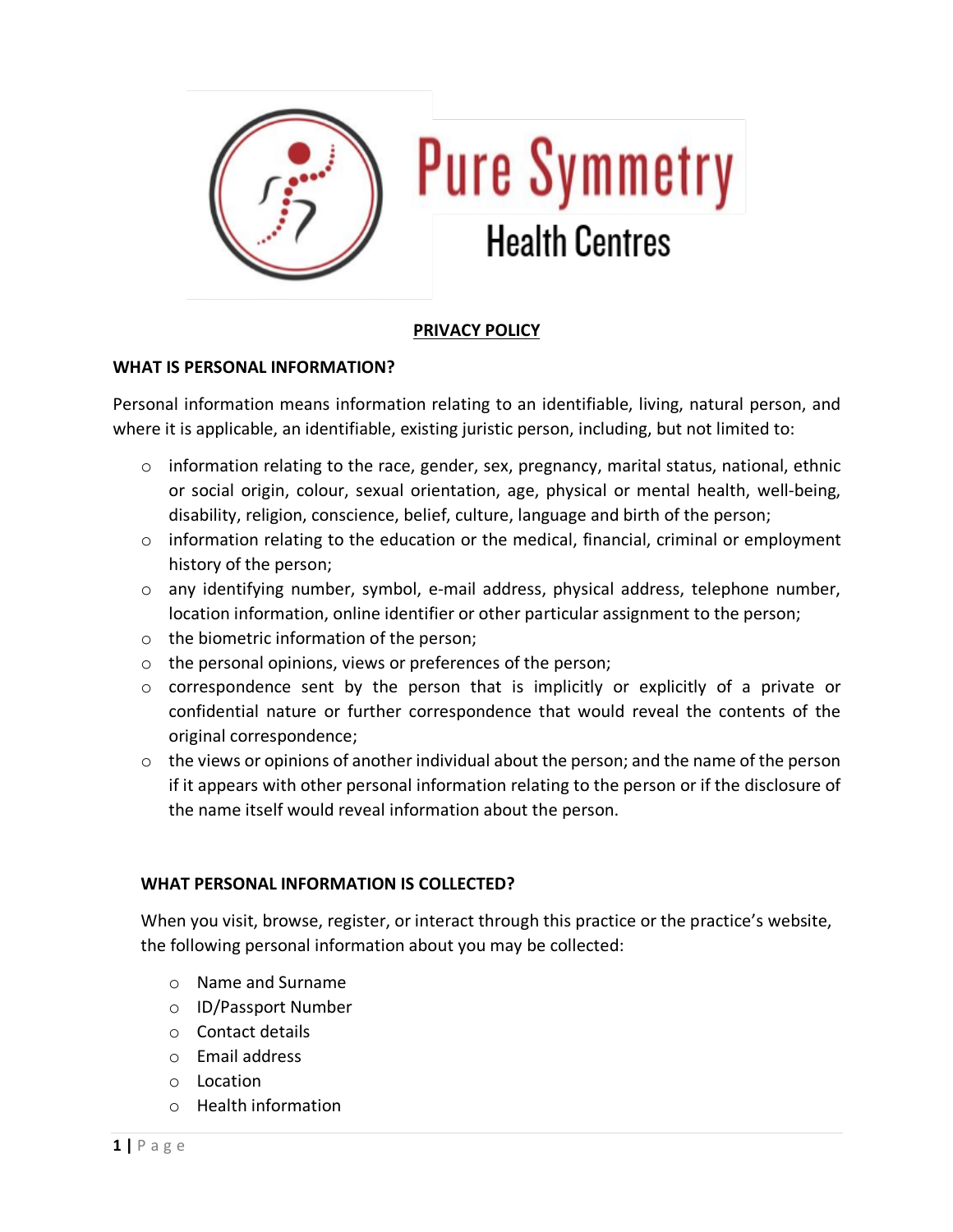# PRIVACY POLICY

## WHAT IS PERSONAL INFORMATION?

Personal information means information relating to an identifiable, living, natural person, and where it is applicable, an identifiable, existing juristic person, including, but not limited to:

- information relating to the race, gender, sex, pregnancy, marital status, national, ethnic or social origin, colour, sexual orientation, age, physical or mental health, well-being, disability, religion, conscience, belief, culture, language and birth of the person;
- information relating to the education or the medical, financial, criminal or employment history of the person;
- any identifying number, symbol, e-mail address, physical address, telephone number, location information, online identifier or other particular assignment to the person;
- the biometric information of the person;
- the personal opinions, views or preferences of the person;
- correspondence sent by the person that is implicitly or explicitly of a private or confidential nature or further correspondence that would reveal the contents of the original correspondence;
- the views or opinions of another individual about the person; and the name of the person if it appears with other personal information relating to the person or if the disclosure of the name itself would reveal information about the person.

## WHAT PERSONAL INFORMATION IS COLLECTED?

When you visit, browse, register, or interact through this practice or the practice's website, the following personal information about you may be collected:

- Name and Surname
- ID/Passport Number
- Contact details
- Email address
- Location
- Health information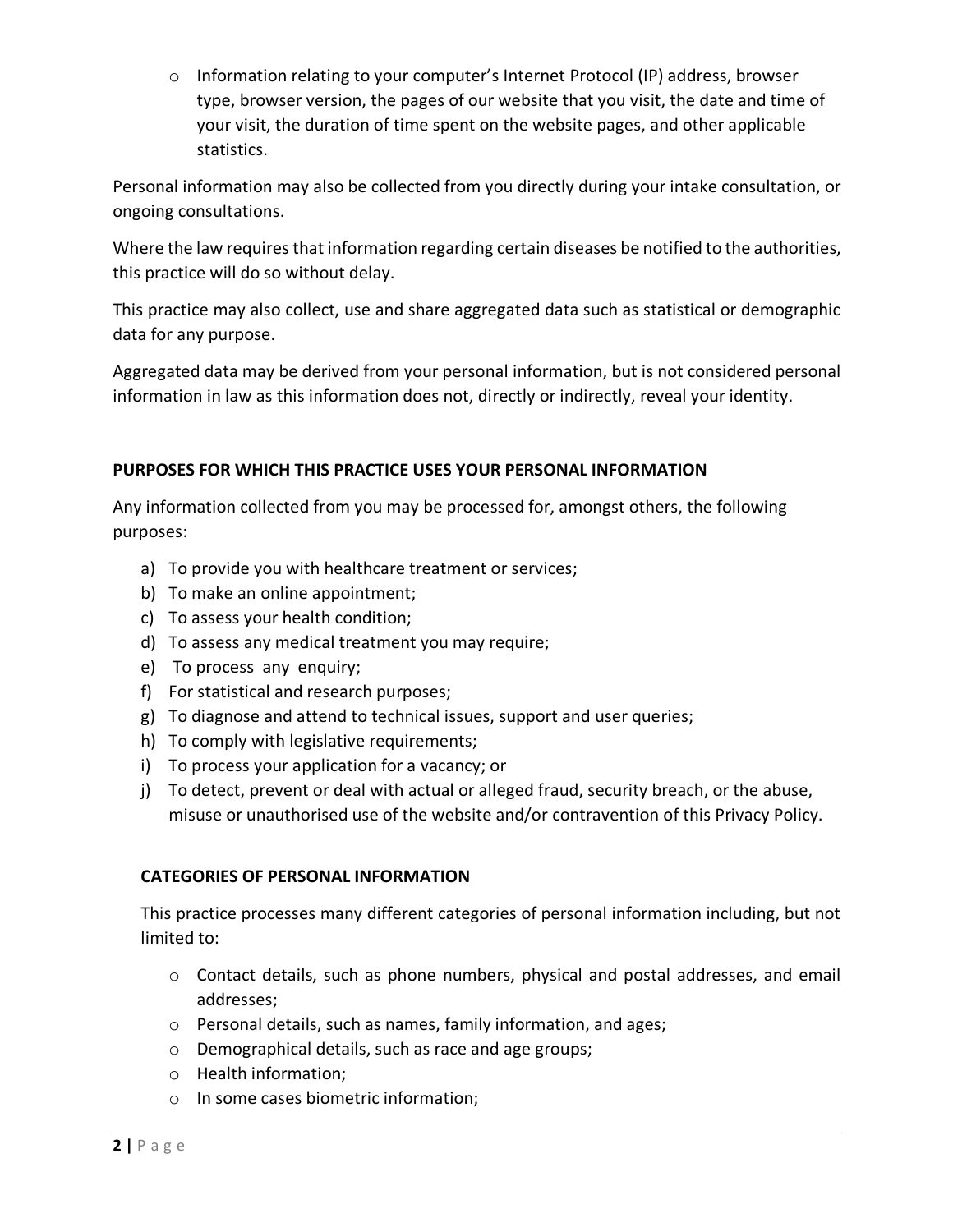- Information relating to your computer's Internet Protocol (IP) address, browser type, browser version, the pages of our website that you visit, the date and time of your visit, the duration of time spent on the website pages, and other applicable statistics.

Personal information may also be collected from you directly during your intake consultation, or ongoing consultations.

Where the law requires that information regarding certain diseases be notified to the authorities, this practice will do so without delay.

This practice may also collect, use and share aggregated data such as statistical or demographic data for any purpose.

Aggregated data may be derived from your personal information, but is not considered personal information in law as this information does not, directly or indirectly, reveal your identity.

## PURPOSES FOR WHICH THIS PRACTICE USES YOUR PERSONAL INFORMATION

Any information collected from you may be processed for, amongst others, the following purposes:

a) To provide you with healthcare treatment or services;
b) To make an online appointment;
c) To assess your health condition;
d) To assess any medical treatment you may require;
e) To process any enquiry;
f) For statistical and research purposes;
g) To diagnose and attend to technical issues, support and user queries;
h) To comply with legislative requirements;
i) To process your application for a vacancy; or
j) To detect, prevent or deal with actual or alleged fraud, security breach, or the abuse, misuse or unauthorised use of the website and/or contravention of this Privacy Policy.

## CATEGORIES OF PERSONAL INFORMATION

This practice processes many different categories of personal information including, but not limited to:

- Contact details, such as phone numbers, physical and postal addresses, and email addresses;
- Personal details, such as names, family information, and ages;
- Demographical details, such as race and age groups;
- Health information;
- In some cases biometric information;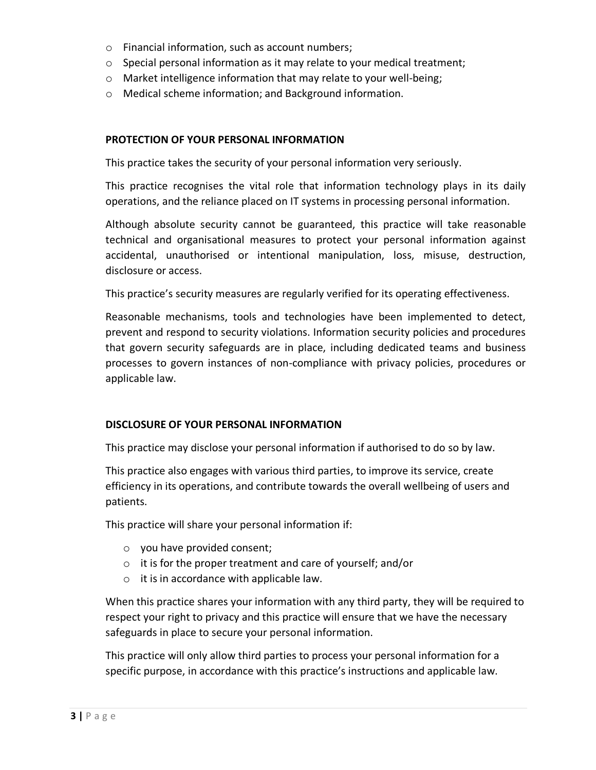- Financial information, such as account numbers;
- Special personal information as it may relate to your medical treatment;
- Market intelligence information that may relate to your well-being;
- Medical scheme information; and Background information.

## PROTECTION OF YOUR PERSONAL INFORMATION

This practice takes the security of your personal information very seriously.

This practice recognises the vital role that information technology plays in its daily operations, and the reliance placed on IT systems in processing personal information.

Although absolute security cannot be guaranteed, this practice will take reasonable technical and organisational measures to protect your personal information against accidental, unauthorised or intentional manipulation, loss, misuse, destruction, disclosure or access.

This practice's security measures are regularly verified for its operating effectiveness.

Reasonable mechanisms, tools and technologies have been implemented to detect, prevent and respond to security violations. Information security policies and procedures that govern security safeguards are in place, including dedicated teams and business processes to govern instances of non-compliance with privacy policies, procedures or applicable law.

## DISCLOSURE OF YOUR PERSONAL INFORMATION

This practice may disclose your personal information if authorised to do so by law.

This practice also engages with various third parties, to improve its service, create efficiency in its operations, and contribute towards the overall wellbeing of users and patients.

This practice will share your personal information if:

- you have provided consent;
- it is for the proper treatment and care of yourself; and/or
- it is in accordance with applicable law.

When this practice shares your information with any third party, they will be required to respect your right to privacy and this practice will ensure that we have the necessary safeguards in place to secure your personal information.

This practice will only allow third parties to process your personal information for a specific purpose, in accordance with this practice's instructions and applicable law.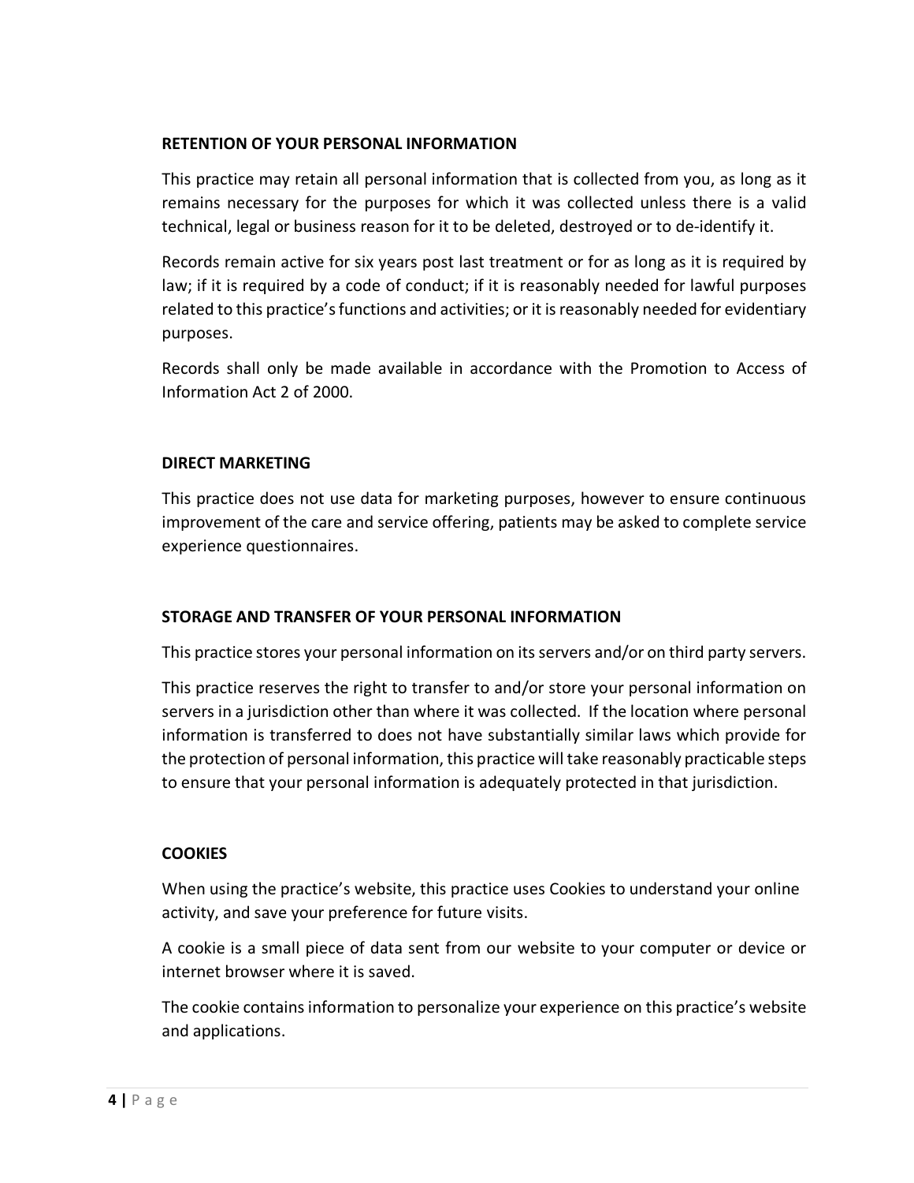## RETENTION OF YOUR PERSONAL INFORMATION

This practice may retain all personal information that is collected from you, as long as it remains necessary for the purposes for which it was collected unless there is a valid technical, legal or business reason for it to be deleted, destroyed or to de-identify it.

Records remain active for six years post last treatment or for as long as it is required by law; if it is required by a code of conduct; if it is reasonably needed for lawful purposes related to this practice's functions and activities; or it is reasonably needed for evidentiary purposes.

Records shall only be made available in accordance with the Promotion to Access of Information Act 2 of 2000.

## DIRECT MARKETING

This practice does not use data for marketing purposes, however to ensure continuous improvement of the care and service offering, patients may be asked to complete service experience questionnaires.

## STORAGE AND TRANSFER OF YOUR PERSONAL INFORMATION

This practice stores your personal information on its servers and/or on third party servers.

This practice reserves the right to transfer to and/or store your personal information on servers in a jurisdiction other than where it was collected. If the location where personal information is transferred to does not have substantially similar laws which provide for the protection of personal information, this practice will take reasonably practicable steps to ensure that your personal information is adequately protected in that jurisdiction.

## COOKIES

When using the practice's website, this practice uses Cookies to understand your online activity, and save your preference for future visits.

A cookie is a small piece of data sent from our website to your computer or device or internet browser where it is saved.

The cookie contains information to personalize your experience on this practice's website and applications.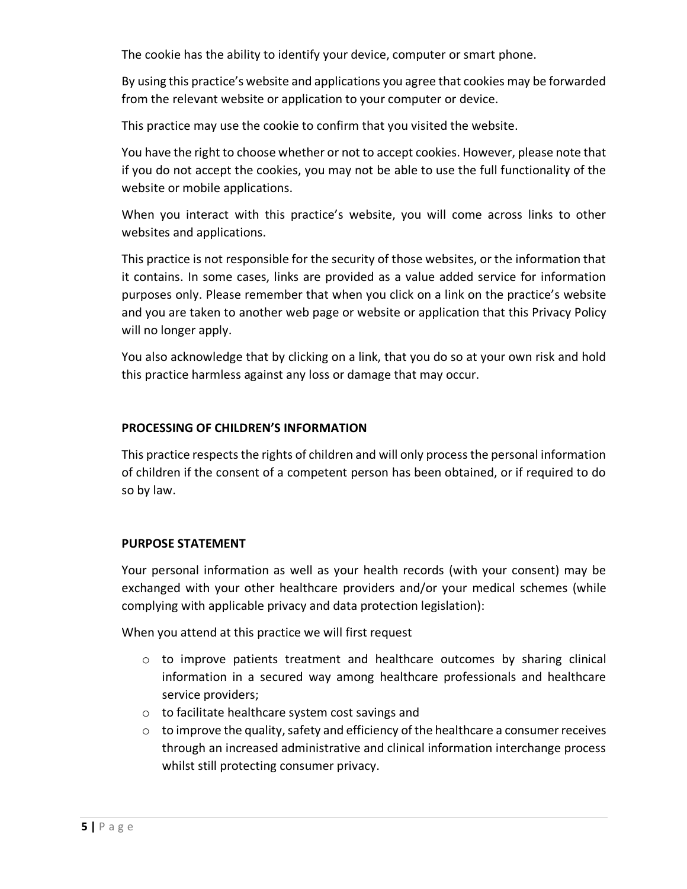The cookie has the ability to identify your device, computer or smart phone.

By using this practice's website and applications you agree that cookies may be forwarded from the relevant website or application to your computer or device.

This practice may use the cookie to confirm that you visited the website.

You have the right to choose whether or not to accept cookies. However, please note that if you do not accept the cookies, you may not be able to use the full functionality of the website or mobile applications.

When you interact with this practice's website, you will come across links to other websites and applications.

This practice is not responsible for the security of those websites, or the information that it contains. In some cases, links are provided as a value added service for information purposes only. Please remember that when you click on a link on the practice's website and you are taken to another web page or website or application that this Privacy Policy will no longer apply.

You also acknowledge that by clicking on a link, that you do so at your own risk and hold this practice harmless against any loss or damage that may occur.

**PROCESSING OF CHILDREN'S INFORMATION**

This practice respects the rights of children and will only process the personal information of children if the consent of a competent person has been obtained, or if required to do so by law.

**PURPOSE STATEMENT**

Your personal information as well as your health records (with your consent) may be exchanged with your other healthcare providers and/or your medical schemes (while complying with applicable privacy and data protection legislation):

When you attend at this practice we will first request

- to improve patients treatment and healthcare outcomes by sharing clinical information in a secured way among healthcare professionals and healthcare service providers;
- to facilitate healthcare system cost savings and
- to improve the quality, safety and efficiency of the healthcare a consumer receives through an increased administrative and clinical information interchange process whilst still protecting consumer privacy.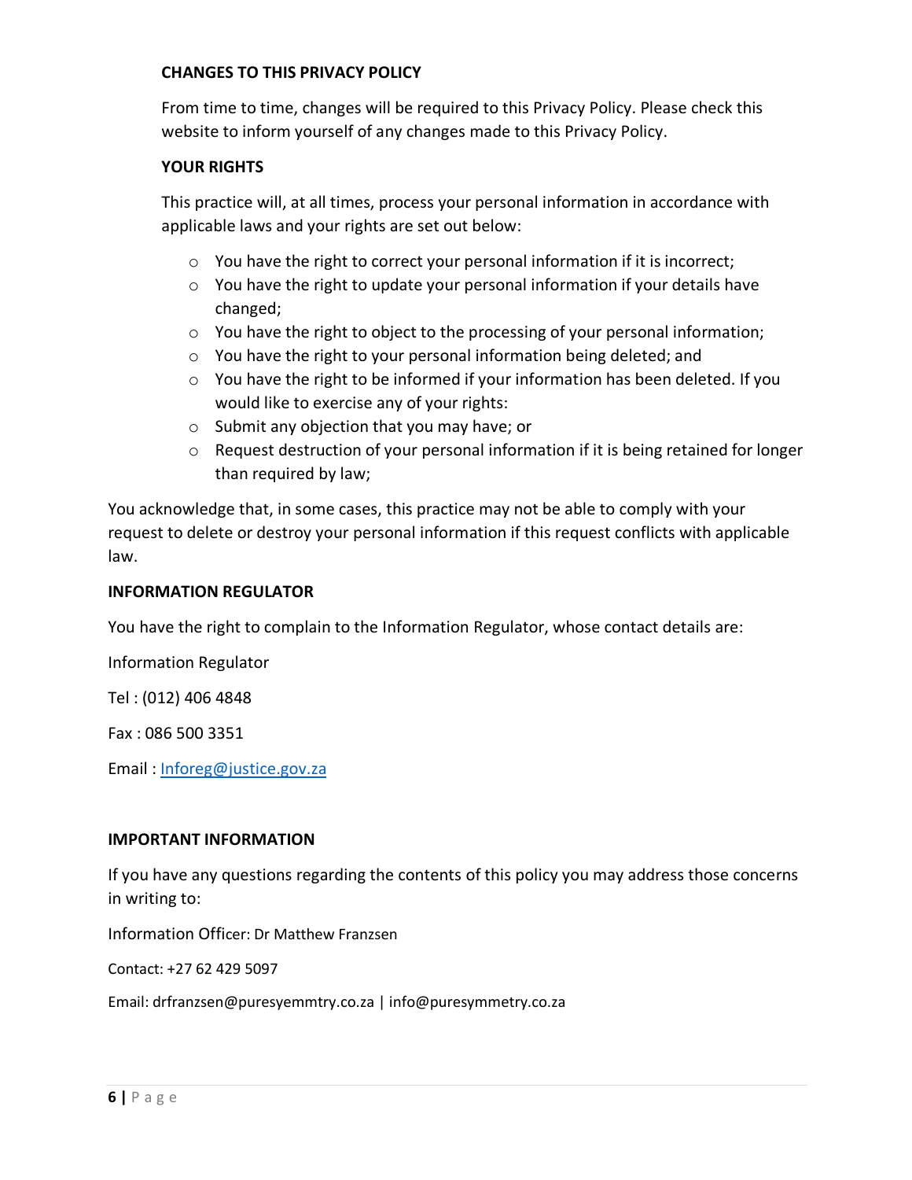**CHANGES TO THIS PRIVACY POLICY**

From time to time, changes will be required to this Privacy Policy. Please check this website to inform yourself of any changes made to this Privacy Policy.

**YOUR RIGHTS**

This practice will, at all times, process your personal information in accordance with applicable laws and your rights are set out below:

- You have the right to correct your personal information if it is incorrect;
- You have the right to update your personal information if your details have changed;
- You have the right to object to the processing of your personal information;
- You have the right to your personal information being deleted; and
- You have the right to be informed if your information has been deleted. If you would like to exercise any of your rights:
- Submit any objection that you may have; or
- Request destruction of your personal information if it is being retained for longer than required by law;

You acknowledge that, in some cases, this practice may not be able to comply with your request to delete or destroy your personal information if this request conflicts with applicable law.

**INFORMATION REGULATOR**

You have the right to complain to the Information Regulator, whose contact details are:

Information Regulator

Tel : (012) 406 4848

Fax : 086 500 3351

Email : Inforeg@justice.gov.za

**IMPORTANT INFORMATION**

If you have any questions regarding the contents of this policy you may address those concerns in writing to:

Information Officer: Dr Matthew Franzsen

Contact: +27 62 429 5097

Email: drfranzsen@puresyemmtry.co.za | info@puresymmetry.co.za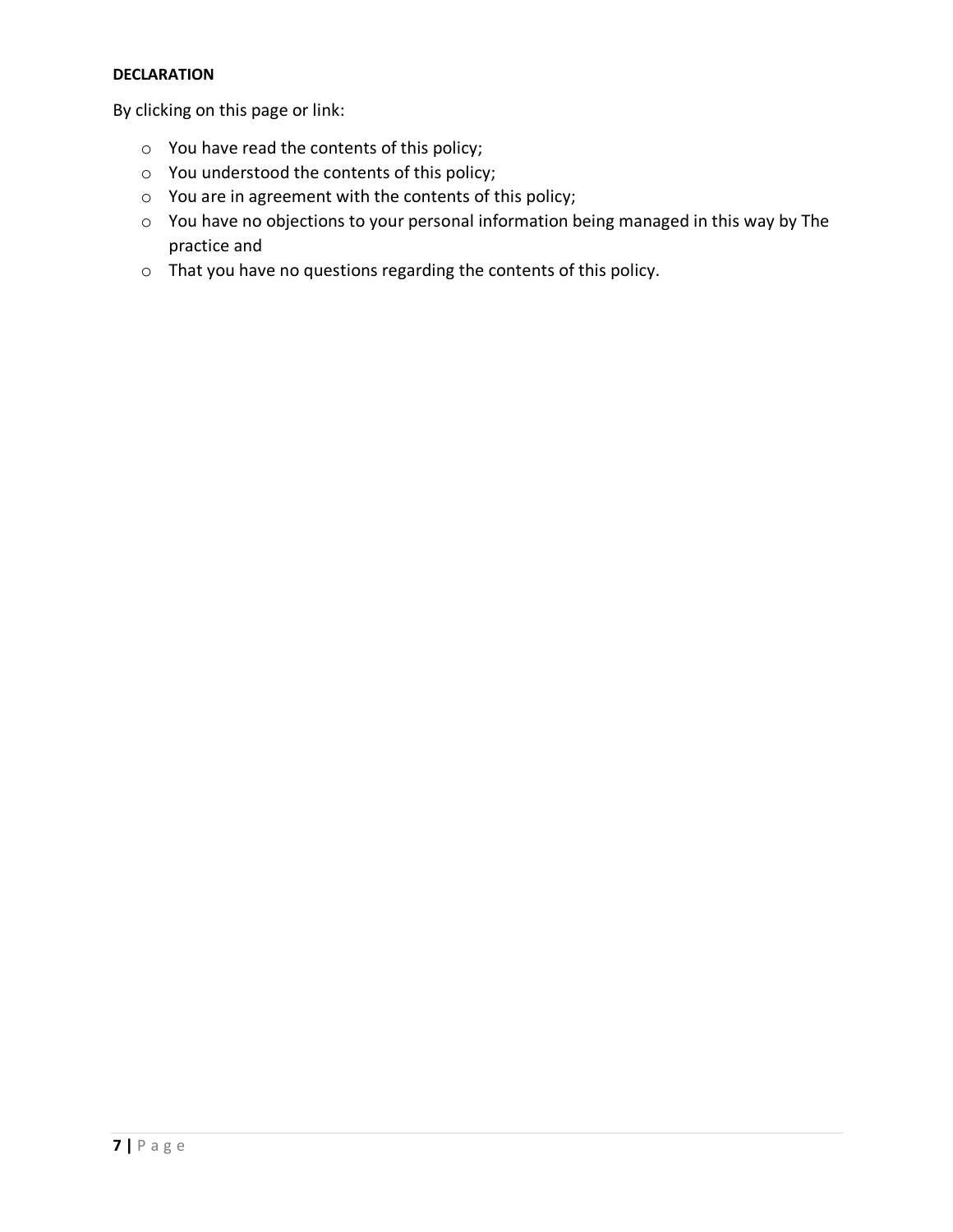**DECLARATION**

By clicking on this page or link:

- You have read the contents of this policy;
- You understood the contents of this policy;
- You are in agreement with the contents of this policy;
- You have no objections to your personal information being managed in this way by The practice and
- That you have no questions regarding the contents of this policy.